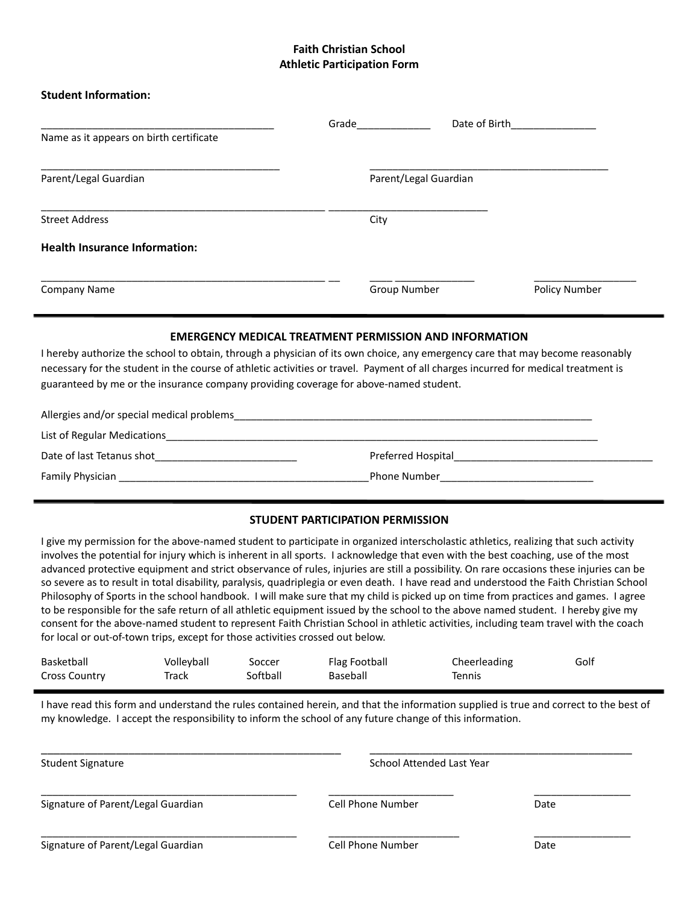**Faith Christian School**
**Athletic Participation Form**

**Student Information:**

___________________________________________ Grade_____________ Date of Birth_______________
Name as it appears on birth certificate

_____________________________________________ _____________________________________________
Parent/Legal Guardian Parent/Legal Guardian

_____________________________________________________ ____________________________
Street Address City

**Health Insurance Information:**

_____________________________________________________ __ ____ ______________ __________________
Company Name Group Number Policy Number

---

## EMERGENCY MEDICAL TREATMENT PERMISSION AND INFORMATION

I hereby authorize the school to obtain, through a physician of its own choice, any emergency care that may become reasonably necessary for the student in the course of athletic activities or travel. Payment of all charges incurred for medical treatment is guaranteed by me or the insurance company providing coverage for above-named student.

Allergies and/or special medical problems_________________________________________________________________

List of Regular Medications________________________________________________________________________________

Date of last Tetanus shot_________________________ Preferred Hospital____________________________________

Family Physician _____________________________________________Phone Number___________________________

---

## STUDENT PARTICIPATION PERMISSION

I give my permission for the above-named student to participate in organized interscholastic athletics, realizing that such activity involves the potential for injury which is inherent in all sports. I acknowledge that even with the best coaching, use of the most advanced protective equipment and strict observance of rules, injuries are still a possibility. On rare occasions these injuries can be so severe as to result in total disability, paralysis, quadriplegia or even death. I have read and understood the Faith Christian School Philosophy of Sports in the school handbook. I will make sure that my child is picked up on time from practices and games. I agree to be responsible for the safe return of all athletic equipment issued by the school to the above named student. I hereby give my consent for the above-named student to represent Faith Christian School in athletic activities, including team travel with the coach for local or out-of-town trips, except for those activities crossed out below.

| | | | | | |
|---|---|---|---|---|---|
| Basketball | Volleyball | Soccer | Flag Football | Cheerleading | Golf |
| Cross Country | Track | Softball | Baseball | Tennis | |

---

I have read this form and understand the rules contained herein, and that the information supplied is true and correct to the best of my knowledge. I accept the responsibility to inform the school of any future change of this information.

_______________________________________________________ ________________________________________________
Student Signature School Attended Last Year

_______________________________________________ _______________________ _________________
Signature of Parent/Legal Guardian Cell Phone Number Date

_______________________________________________ ________________________ _________________
Signature of Parent/Legal Guardian Cell Phone Number Date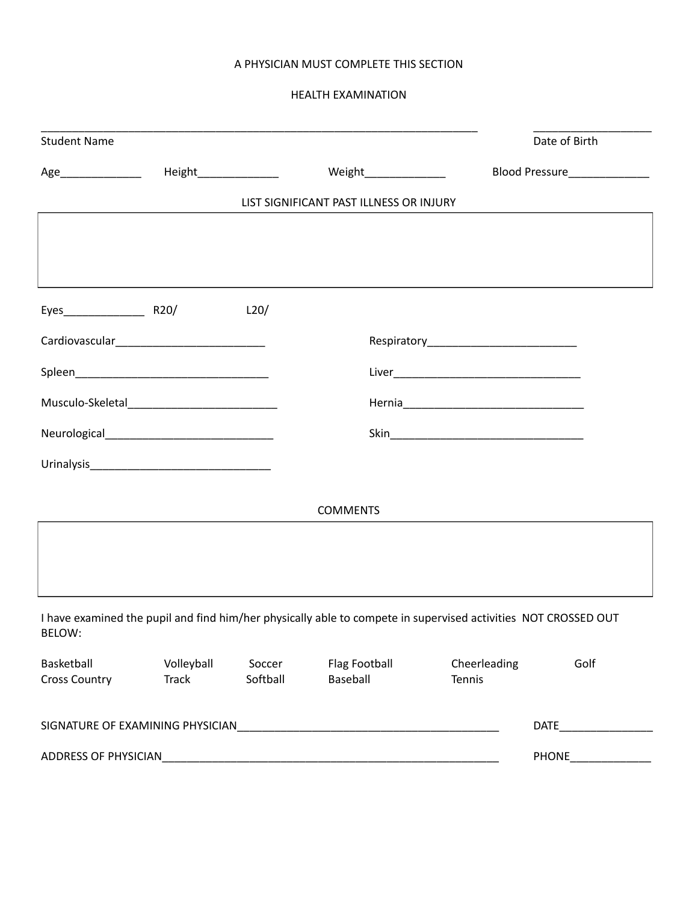A PHYSICIAN MUST COMPLETE THIS SECTION

HEALTH EXAMINATION

\_\_\_\_\_\_\_\_\_\_\_\_\_\_\_\_\_\_\_\_\_\_\_\_\_\_\_\_\_\_\_\_\_\_\_\_\_\_\_\_\_\_\_\_\_\_\_\_\_\_\_\_\_\_\_\_\_\_\_\_\_\_\_\_\_\_\_\_\_\_\_ \_\_\_\_\_\_\_\_\_\_\_\_\_\_\_\_\_\_\_
Student Name Date of Birth

Age\_\_\_\_\_\_\_\_\_\_\_\_\_ Height\_\_\_\_\_\_\_\_\_\_\_\_\_ Weight\_\_\_\_\_\_\_\_\_\_\_\_\_ Blood Pressure\_\_\_\_\_\_\_\_\_\_\_\_\_

LIST SIGNIFICANT PAST ILLNESS OR INJURY

| |
|---|
| |

Eyes\_\_\_\_\_\_\_\_\_\_\_\_\_ R20/ L20/

Cardiovascular\_\_\_\_\_\_\_\_\_\_\_\_\_\_\_\_\_\_\_\_\_\_\_\_ Respiratory\_\_\_\_\_\_\_\_\_\_\_\_\_\_\_\_\_\_\_\_\_\_\_\_

Spleen\_\_\_\_\_\_\_\_\_\_\_\_\_\_\_\_\_\_\_\_\_\_\_\_\_\_\_\_\_\_\_ Liver\_\_\_\_\_\_\_\_\_\_\_\_\_\_\_\_\_\_\_\_\_\_\_\_\_\_\_\_\_\_

Musculo-Skeletal\_\_\_\_\_\_\_\_\_\_\_\_\_\_\_\_\_\_\_\_\_\_\_\_ Hernia\_\_\_\_\_\_\_\_\_\_\_\_\_\_\_\_\_\_\_\_\_\_\_\_\_\_\_\_\_

Neurological\_\_\_\_\_\_\_\_\_\_\_\_\_\_\_\_\_\_\_\_\_\_\_\_\_\_\_ Skin\_\_\_\_\_\_\_\_\_\_\_\_\_\_\_\_\_\_\_\_\_\_\_\_\_\_\_\_\_\_\_

Urinalysis\_\_\_\_\_\_\_\_\_\_\_\_\_\_\_\_\_\_\_\_\_\_\_\_\_\_\_\_\_

COMMENTS

| |
|---|
| |

I have examined the pupil and find him/her physically able to compete in supervised activities NOT CROSSED OUT BELOW:

| | | | | | |
|---|---|---|---|---|---|
| Basketball | Volleyball | Soccer | Flag Football | Cheerleading | Golf |
| Cross Country | Track | Softball | Baseball | Tennis | |

SIGNATURE OF EXAMINING PHYSICIAN\_\_\_\_\_\_\_\_\_\_\_\_\_\_\_\_\_\_\_\_\_\_\_\_\_\_\_\_\_\_\_\_\_\_\_\_\_\_\_\_\_\_\_ DATE\_\_\_\_\_\_\_\_\_\_\_\_\_\_\_

ADDRESS OF PHYSICIAN\_\_\_\_\_\_\_\_\_\_\_\_\_\_\_\_\_\_\_\_\_\_\_\_\_\_\_\_\_\_\_\_\_\_\_\_\_\_\_\_\_\_\_\_\_\_\_\_\_\_\_\_\_\_\_ PHONE\_\_\_\_\_\_\_\_\_\_\_\_\_